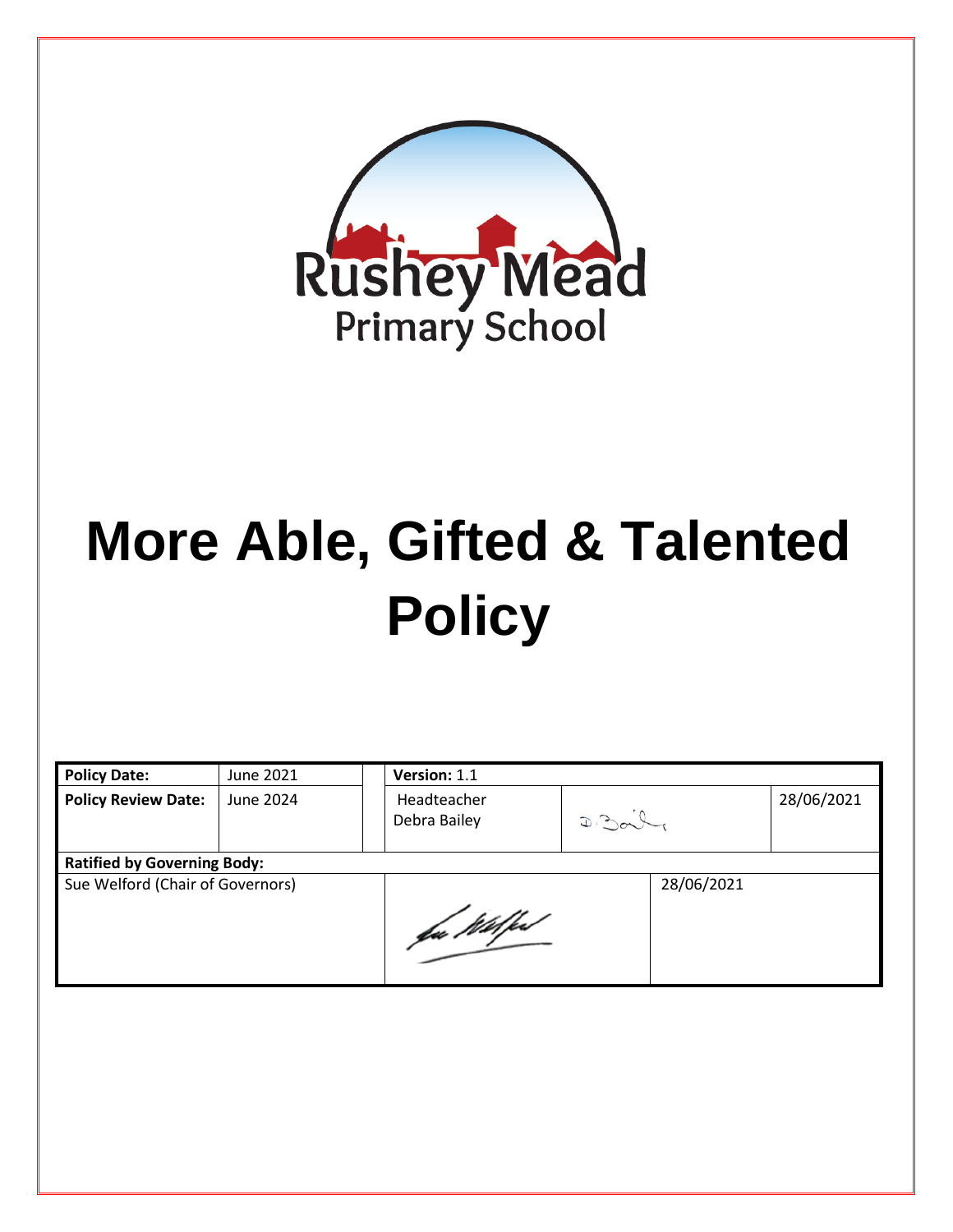Rushey Mead
Primary School

# More Able, Gifted & Talented Policy

| Policy Date: | June 2021 | Version: 1.1 | | |
|---|---|---|---|---|
| **Policy Review Date:** | June 2024 | Headteacher Debra Bailey | | 28/06/2021 |
| **Ratified by Governing Body:** | | | | |
| Sue Welford (Chair of Governors) | | | 28/06/2021 | |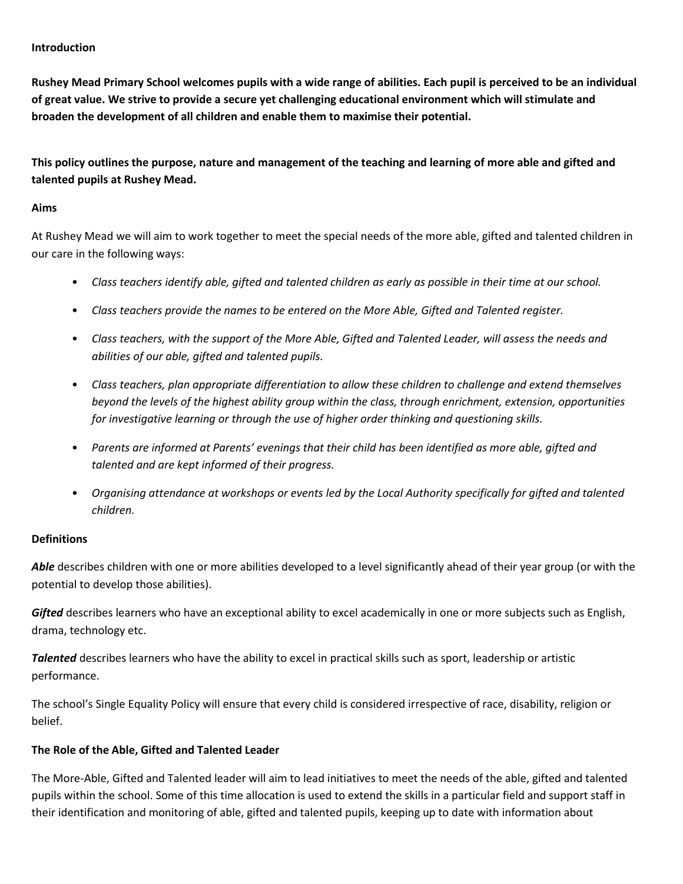## Introduction

**Rushey Mead Primary School welcomes pupils with a wide range of abilities. Each pupil is perceived to be an individual of great value. We strive to provide a secure yet challenging educational environment which will stimulate and broaden the development of all children and enable them to maximise their potential.**

**This policy outlines the purpose, nature and management of the teaching and learning of more able and gifted and talented pupils at Rushey Mead.**

## Aims

At Rushey Mead we will aim to work together to meet the special needs of the more able, gifted and talented children in our care in the following ways:

- *Class teachers identify able, gifted and talented children as early as possible in their time at our school.*
- *Class teachers provide the names to be entered on the More Able, Gifted and Talented register.*
- *Class teachers, with the support of the More Able, Gifted and Talented Leader, will assess the needs and abilities of our able, gifted and talented pupils.*
- *Class teachers, plan appropriate differentiation to allow these children to challenge and extend themselves beyond the levels of the highest ability group within the class, through enrichment, extension, opportunities for investigative learning or through the use of higher order thinking and questioning skills.*
- *Parents are informed at Parents' evenings that their child has been identified as more able, gifted and talented and are kept informed of their progress.*
- *Organising attendance at workshops or events led by the Local Authority specifically for gifted and talented children.*

## Definitions

***Able*** describes children with one or more abilities developed to a level significantly ahead of their year group (or with the potential to develop those abilities).

***Gifted*** describes learners who have an exceptional ability to excel academically in one or more subjects such as English, drama, technology etc.

***Talented*** describes learners who have the ability to excel in practical skills such as sport, leadership or artistic performance.

The school's Single Equality Policy will ensure that every child is considered irrespective of race, disability, religion or belief.

## The Role of the Able, Gifted and Talented Leader

The More-Able, Gifted and Talented leader will aim to lead initiatives to meet the needs of the able, gifted and talented pupils within the school. Some of this time allocation is used to extend the skills in a particular field and support staff in their identification and monitoring of able, gifted and talented pupils, keeping up to date with information about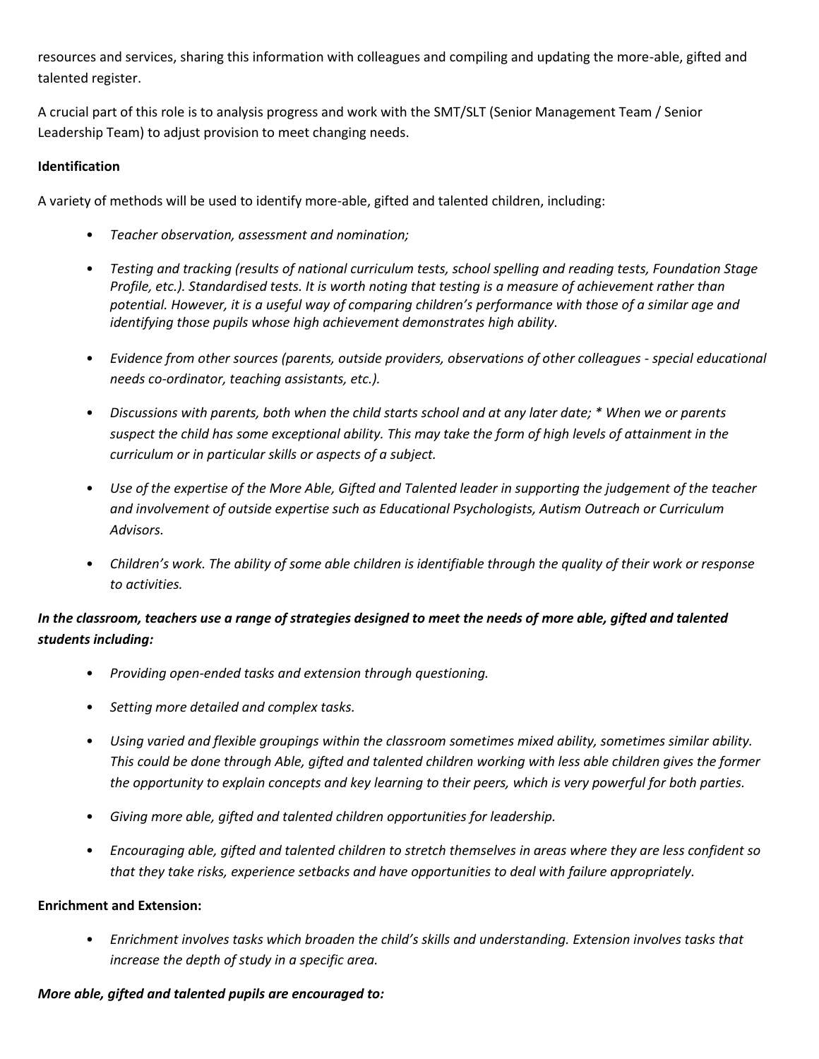resources and services, sharing this information with colleagues and compiling and updating the more-able, gifted and talented register.

A crucial part of this role is to analysis progress and work with the SMT/SLT (Senior Management Team / Senior Leadership Team) to adjust provision to meet changing needs.

**Identification**

A variety of methods will be used to identify more-able, gifted and talented children, including:

- *Teacher observation, assessment and nomination;*
- *Testing and tracking (results of national curriculum tests, school spelling and reading tests, Foundation Stage Profile, etc.). Standardised tests. It is worth noting that testing is a measure of achievement rather than potential. However, it is a useful way of comparing children's performance with those of a similar age and identifying those pupils whose high achievement demonstrates high ability.*
- *Evidence from other sources (parents, outside providers, observations of other colleagues - special educational needs co-ordinator, teaching assistants, etc.).*
- *Discussions with parents, both when the child starts school and at any later date; * When we or parents suspect the child has some exceptional ability. This may take the form of high levels of attainment in the curriculum or in particular skills or aspects of a subject.*
- *Use of the expertise of the More Able, Gifted and Talented leader in supporting the judgement of the teacher and involvement of outside expertise such as Educational Psychologists, Autism Outreach or Curriculum Advisors.*
- *Children's work. The ability of some able children is identifiable through the quality of their work or response to activities.*

***In the classroom, teachers use a range of strategies designed to meet the needs of more able, gifted and talented students including:***

- *Providing open-ended tasks and extension through questioning.*
- *Setting more detailed and complex tasks.*
- *Using varied and flexible groupings within the classroom sometimes mixed ability, sometimes similar ability. This could be done through Able, gifted and talented children working with less able children gives the former the opportunity to explain concepts and key learning to their peers, which is very powerful for both parties.*
- *Giving more able, gifted and talented children opportunities for leadership.*
- *Encouraging able, gifted and talented children to stretch themselves in areas where they are less confident so that they take risks, experience setbacks and have opportunities to deal with failure appropriately.*

**Enrichment and Extension:**

- *Enrichment involves tasks which broaden the child's skills and understanding. Extension involves tasks that increase the depth of study in a specific area.*

***More able, gifted and talented pupils are encouraged to:***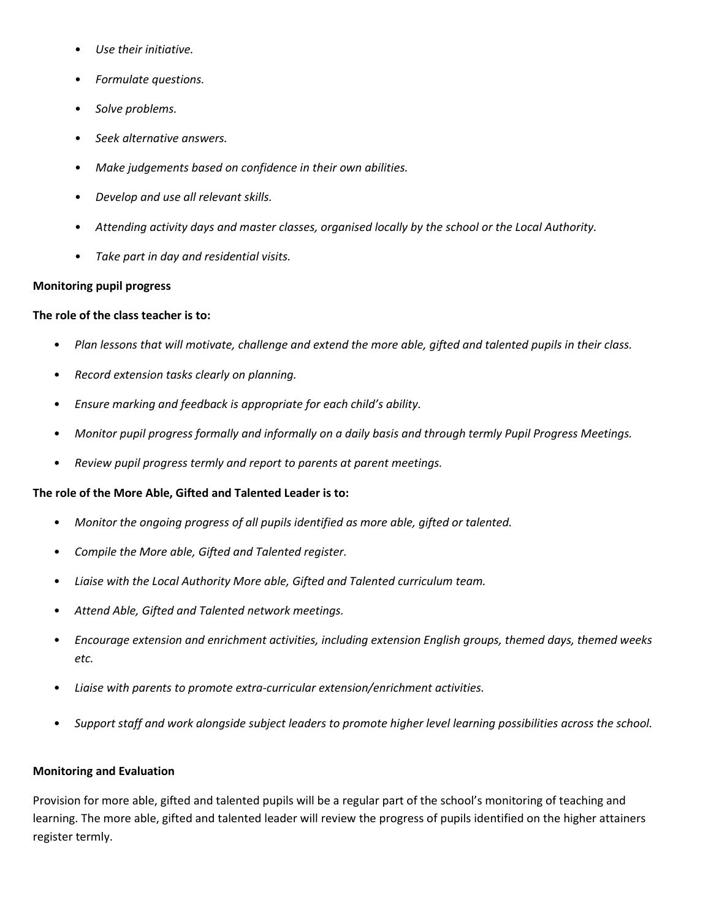- *Use their initiative.*
- *Formulate questions.*
- *Solve problems.*
- *Seek alternative answers.*
- *Make judgements based on confidence in their own abilities.*
- *Develop and use all relevant skills.*
- *Attending activity days and master classes, organised locally by the school or the Local Authority.*
- *Take part in day and residential visits.*

**Monitoring pupil progress**

**The role of the class teacher is to:**

- *Plan lessons that will motivate, challenge and extend the more able, gifted and talented pupils in their class.*
- *Record extension tasks clearly on planning.*
- *Ensure marking and feedback is appropriate for each child's ability.*
- *Monitor pupil progress formally and informally on a daily basis and through termly Pupil Progress Meetings.*
- *Review pupil progress termly and report to parents at parent meetings.*

**The role of the More Able, Gifted and Talented Leader is to:**

- *Monitor the ongoing progress of all pupils identified as more able, gifted or talented.*
- *Compile the More able, Gifted and Talented register.*
- *Liaise with the Local Authority More able, Gifted and Talented curriculum team.*
- *Attend Able, Gifted and Talented network meetings.*
- *Encourage extension and enrichment activities, including extension English groups, themed days, themed weeks etc.*
- *Liaise with parents to promote extra-curricular extension/enrichment activities.*
- *Support staff and work alongside subject leaders to promote higher level learning possibilities across the school.*

**Monitoring and Evaluation**

Provision for more able, gifted and talented pupils will be a regular part of the school's monitoring of teaching and learning. The more able, gifted and talented leader will review the progress of pupils identified on the higher attainers register termly.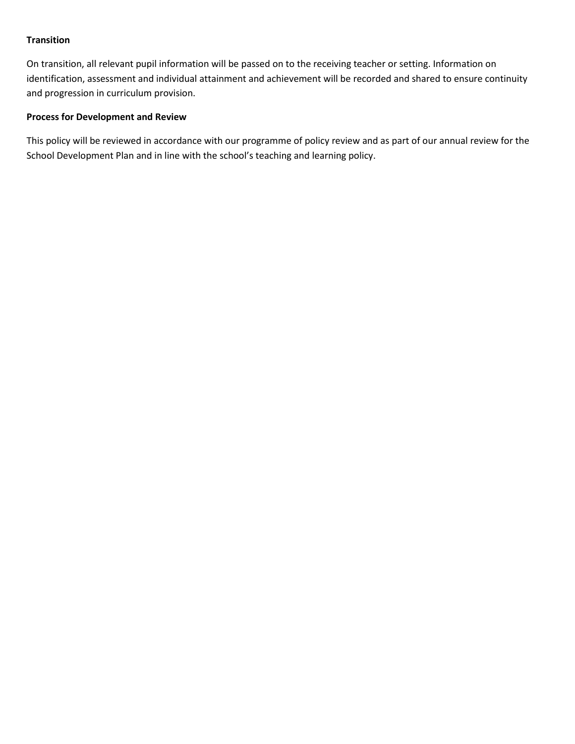**Transition**

On transition, all relevant pupil information will be passed on to the receiving teacher or setting. Information on identification, assessment and individual attainment and achievement will be recorded and shared to ensure continuity and progression in curriculum provision.

**Process for Development and Review**

This policy will be reviewed in accordance with our programme of policy review and as part of our annual review for the School Development Plan and in line with the school's teaching and learning policy.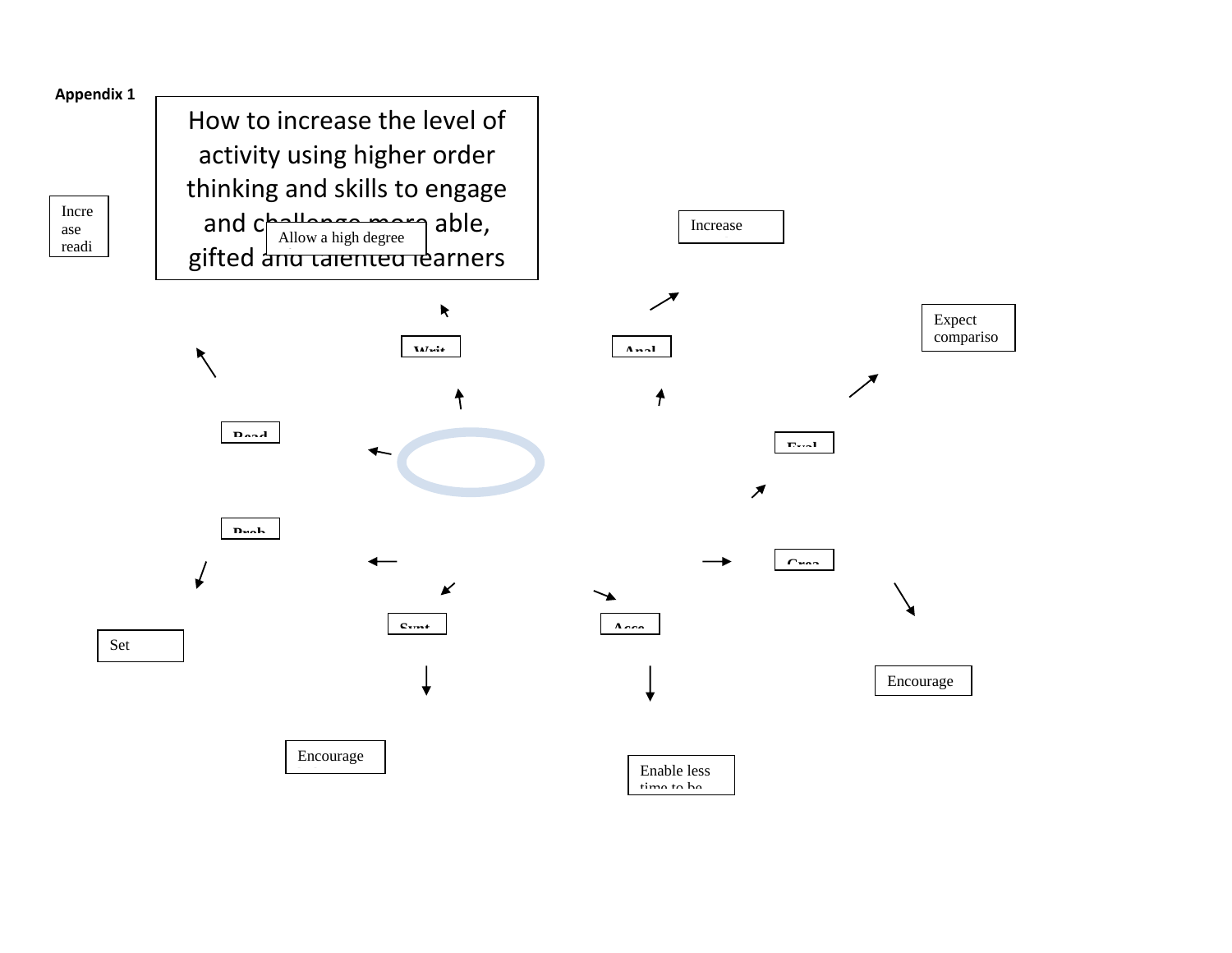**Appendix 1**

How to increase the level of activity using higher order thinking and skills to engage and challenge more able, gifted and talented learners

Allow a high degree

Incre ase readi

Increase

Expect compariso

Writ

Anal

Read

Eval

Prob

Crea

Set

Synt

Asse

Encourage

Encourage

Enable less time to be